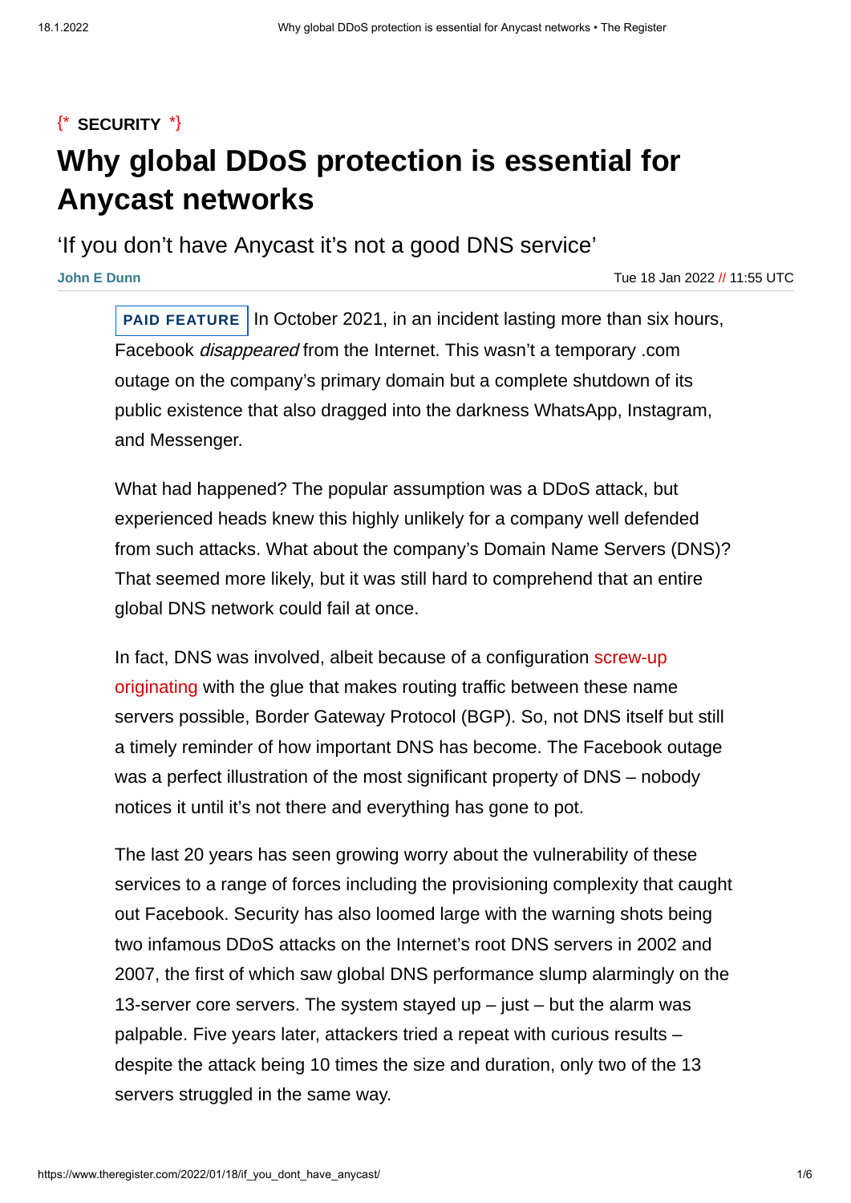{* **SECURITY** *}

# Why global DDoS protection is essential for Anycast networks

'If you don't have Anycast it's not a good DNS service'

**John E Dunn**

Tue 18 Jan 2022 // 11:55 UTC

**PAID FEATURE** In October 2021, in an incident lasting more than six hours, Facebook *disappeared* from the Internet. This wasn't a temporary .com outage on the company's primary domain but a complete shutdown of its public existence that also dragged into the darkness WhatsApp, Instagram, and Messenger.

What had happened? The popular assumption was a DDoS attack, but experienced heads knew this highly unlikely for a company well defended from such attacks. What about the company's Domain Name Servers (DNS)? That seemed more likely, but it was still hard to comprehend that an entire global DNS network could fail at once.

In fact, DNS was involved, albeit because of a configuration screw-up originating with the glue that makes routing traffic between these name servers possible, Border Gateway Protocol (BGP). So, not DNS itself but still a timely reminder of how important DNS has become. The Facebook outage was a perfect illustration of the most significant property of DNS – nobody notices it until it's not there and everything has gone to pot.

The last 20 years has seen growing worry about the vulnerability of these services to a range of forces including the provisioning complexity that caught out Facebook. Security has also loomed large with the warning shots being two infamous DDoS attacks on the Internet's root DNS servers in 2002 and 2007, the first of which saw global DNS performance slump alarmingly on the 13-server core servers. The system stayed up – just – but the alarm was palpable. Five years later, attackers tried a repeat with curious results – despite the attack being 10 times the size and duration, only two of the 13 servers struggled in the same way.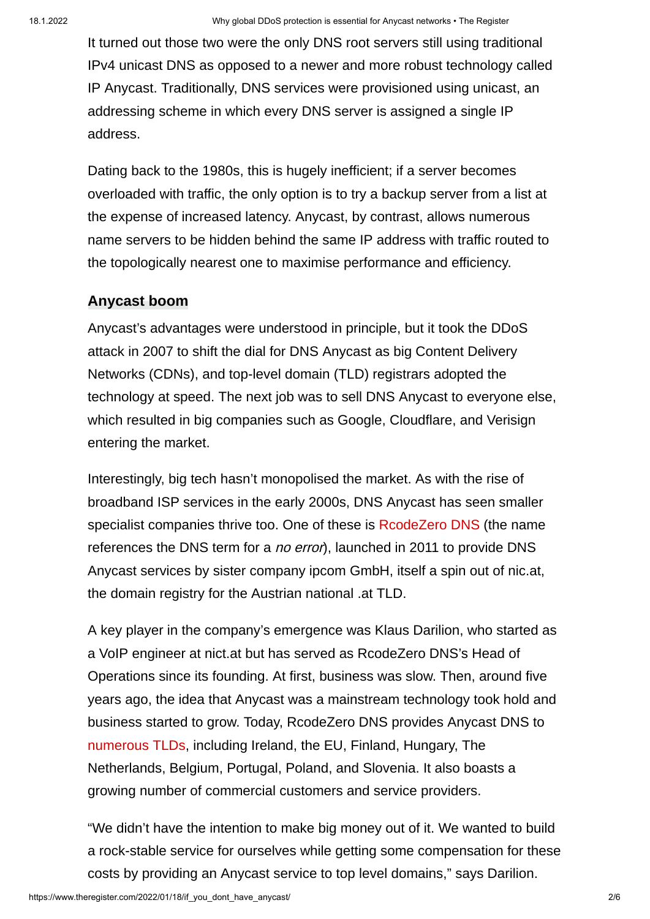It turned out those two were the only DNS root servers still using traditional IPv4 unicast DNS as opposed to a newer and more robust technology called IP Anycast. Traditionally, DNS services were provisioned using unicast, an addressing scheme in which every DNS server is assigned a single IP address.

Dating back to the 1980s, this is hugely inefficient; if a server becomes overloaded with traffic, the only option is to try a backup server from a list at the expense of increased latency. Anycast, by contrast, allows numerous name servers to be hidden behind the same IP address with traffic routed to the topologically nearest one to maximise performance and efficiency.

## Anycast boom

Anycast's advantages were understood in principle, but it took the DDoS attack in 2007 to shift the dial for DNS Anycast as big Content Delivery Networks (CDNs), and top-level domain (TLD) registrars adopted the technology at speed. The next job was to sell DNS Anycast to everyone else, which resulted in big companies such as Google, Cloudflare, and Verisign entering the market.

Interestingly, big tech hasn't monopolised the market. As with the rise of broadband ISP services in the early 2000s, DNS Anycast has seen smaller specialist companies thrive too. One of these is RcodeZero DNS (the name references the DNS term for a *no error*), launched in 2011 to provide DNS Anycast services by sister company ipcom GmbH, itself a spin out of nic.at, the domain registry for the Austrian national .at TLD.

A key player in the company's emergence was Klaus Darilion, who started as a VoIP engineer at nict.at but has served as RcodeZero DNS's Head of Operations since its founding. At first, business was slow. Then, around five years ago, the idea that Anycast was a mainstream technology took hold and business started to grow. Today, RcodeZero DNS provides Anycast DNS to numerous TLDs, including Ireland, the EU, Finland, Hungary, The Netherlands, Belgium, Portugal, Poland, and Slovenia. It also boasts a growing number of commercial customers and service providers.

"We didn't have the intention to make big money out of it. We wanted to build a rock-stable service for ourselves while getting some compensation for these costs by providing an Anycast service to top level domains," says Darilion.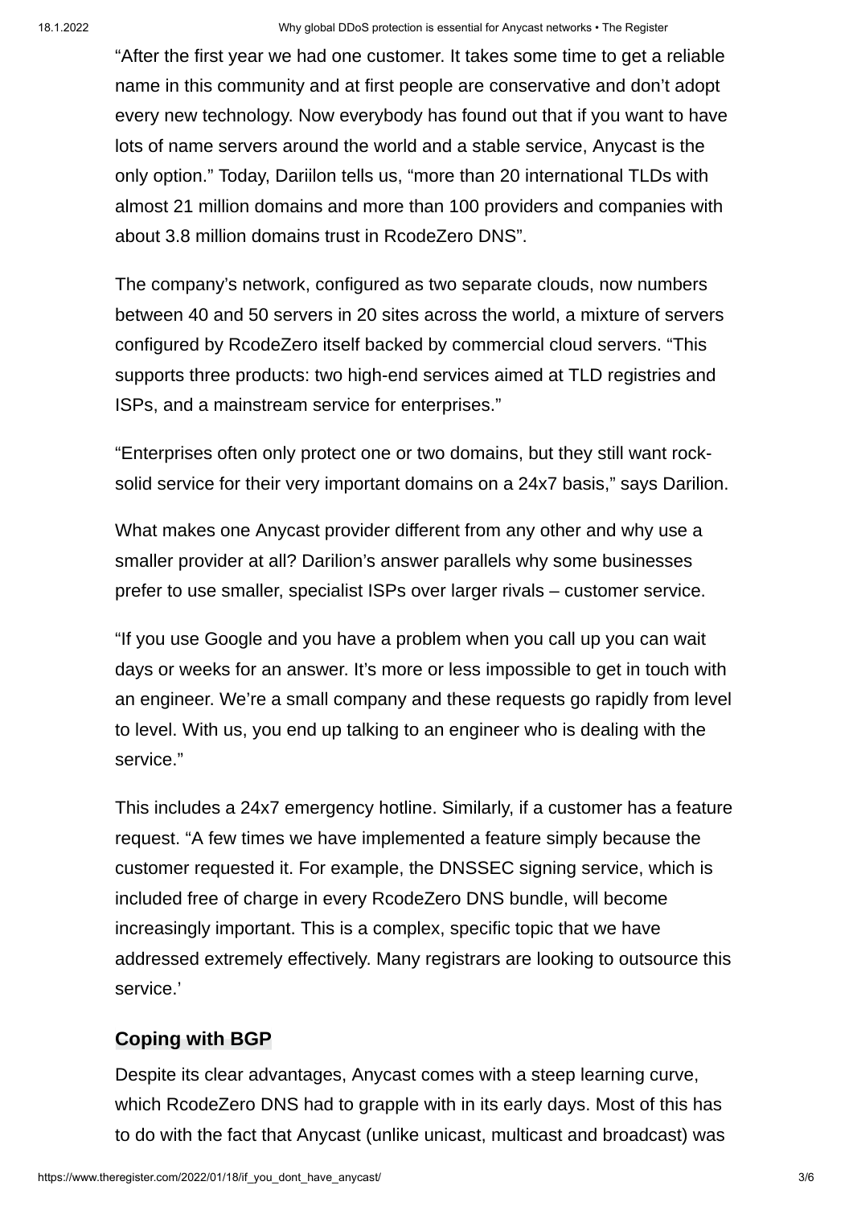"After the first year we had one customer. It takes some time to get a reliable name in this community and at first people are conservative and don't adopt every new technology. Now everybody has found out that if you want to have lots of name servers around the world and a stable service, Anycast is the only option." Today, Dariilon tells us, "more than 20 international TLDs with almost 21 million domains and more than 100 providers and companies with about 3.8 million domains trust in RcodeZero DNS".

The company's network, configured as two separate clouds, now numbers between 40 and 50 servers in 20 sites across the world, a mixture of servers configured by RcodeZero itself backed by commercial cloud servers. "This supports three products: two high-end services aimed at TLD registries and ISPs, and a mainstream service for enterprises."

"Enterprises often only protect one or two domains, but they still want rock-solid service for their very important domains on a 24x7 basis," says Darilion.

What makes one Anycast provider different from any other and why use a smaller provider at all? Darilion's answer parallels why some businesses prefer to use smaller, specialist ISPs over larger rivals – customer service.

"If you use Google and you have a problem when you call up you can wait days or weeks for an answer. It's more or less impossible to get in touch with an engineer. We're a small company and these requests go rapidly from level to level. With us, you end up talking to an engineer who is dealing with the service."

This includes a 24x7 emergency hotline. Similarly, if a customer has a feature request. "A few times we have implemented a feature simply because the customer requested it. For example, the DNSSEC signing service, which is included free of charge in every RcodeZero DNS bundle, will become increasingly important. This is a complex, specific topic that we have addressed extremely effectively. Many registrars are looking to outsource this service.'

## Coping with BGP

Despite its clear advantages, Anycast comes with a steep learning curve, which RcodeZero DNS had to grapple with in its early days. Most of this has to do with the fact that Anycast (unlike unicast, multicast and broadcast) was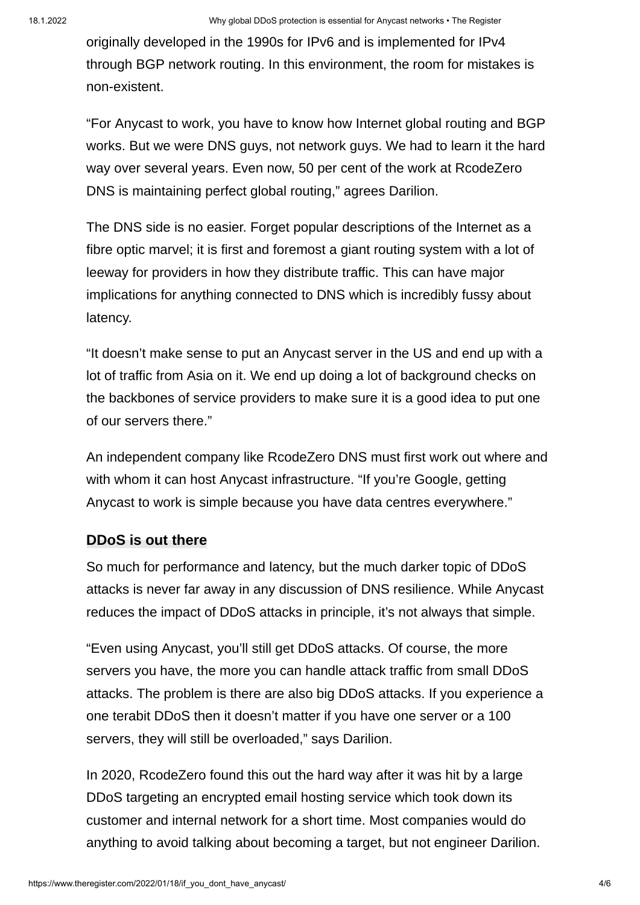originally developed in the 1990s for IPv6 and is implemented for IPv4 through BGP network routing. In this environment, the room for mistakes is non-existent.

“For Anycast to work, you have to know how Internet global routing and BGP works. But we were DNS guys, not network guys. We had to learn it the hard way over several years. Even now, 50 per cent of the work at RcodeZero DNS is maintaining perfect global routing,” agrees Darilion.

The DNS side is no easier. Forget popular descriptions of the Internet as a fibre optic marvel; it is first and foremost a giant routing system with a lot of leeway for providers in how they distribute traffic. This can have major implications for anything connected to DNS which is incredibly fussy about latency.

“It doesn’t make sense to put an Anycast server in the US and end up with a lot of traffic from Asia on it. We end up doing a lot of background checks on the backbones of service providers to make sure it is a good idea to put one of our servers there.”

An independent company like RcodeZero DNS must first work out where and with whom it can host Anycast infrastructure. “If you’re Google, getting Anycast to work is simple because you have data centres everywhere.”

### DDoS is out there

So much for performance and latency, but the much darker topic of DDoS attacks is never far away in any discussion of DNS resilience. While Anycast reduces the impact of DDoS attacks in principle, it’s not always that simple.

“Even using Anycast, you’ll still get DDoS attacks. Of course, the more servers you have, the more you can handle attack traffic from small DDoS attacks. The problem is there are also big DDoS attacks. If you experience a one terabit DDoS then it doesn’t matter if you have one server or a 100 servers, they will still be overloaded,” says Darilion.

In 2020, RcodeZero found this out the hard way after it was hit by a large DDoS targeting an encrypted email hosting service which took down its customer and internal network for a short time. Most companies would do anything to avoid talking about becoming a target, but not engineer Darilion.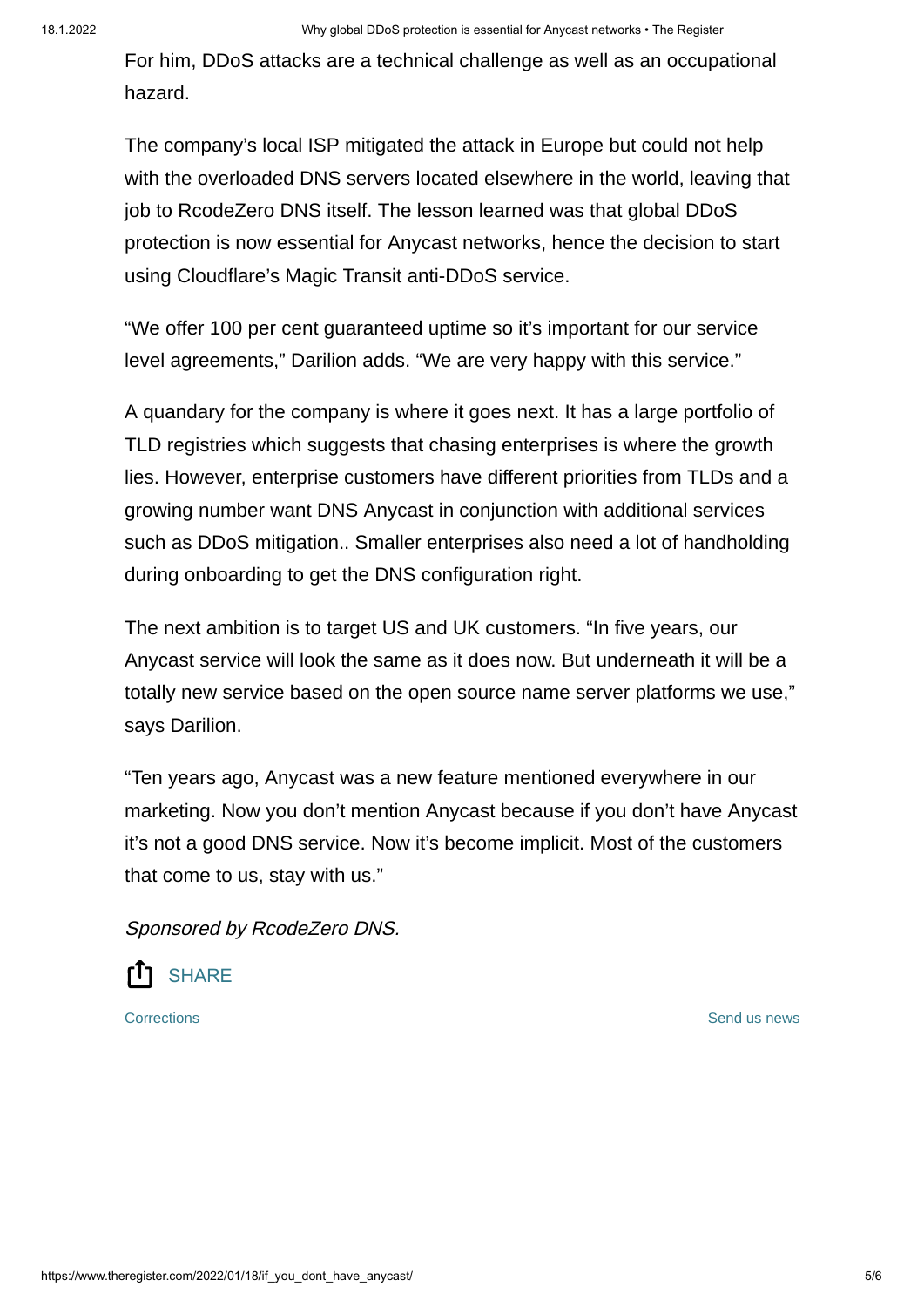For him, DDoS attacks are a technical challenge as well as an occupational hazard.

The company's local ISP mitigated the attack in Europe but could not help with the overloaded DNS servers located elsewhere in the world, leaving that job to RcodeZero DNS itself. The lesson learned was that global DDoS protection is now essential for Anycast networks, hence the decision to start using Cloudflare's Magic Transit anti-DDoS service.

"We offer 100 per cent guaranteed uptime so it's important for our service level agreements," Darilion adds. "We are very happy with this service."

A quandary for the company is where it goes next. It has a large portfolio of TLD registries which suggests that chasing enterprises is where the growth lies. However, enterprise customers have different priorities from TLDs and a growing number want DNS Anycast in conjunction with additional services such as DDoS mitigation.. Smaller enterprises also need a lot of handholding during onboarding to get the DNS configuration right.

The next ambition is to target US and UK customers. "In five years, our Anycast service will look the same as it does now. But underneath it will be a totally new service based on the open source name server platforms we use," says Darilion.

"Ten years ago, Anycast was a new feature mentioned everywhere in our marketing. Now you don't mention Anycast because if you don't have Anycast it's not a good DNS service. Now it's become implicit. Most of the customers that come to us, stay with us."

*Sponsored by RcodeZero DNS.*

SHARE

Corrections

Send us news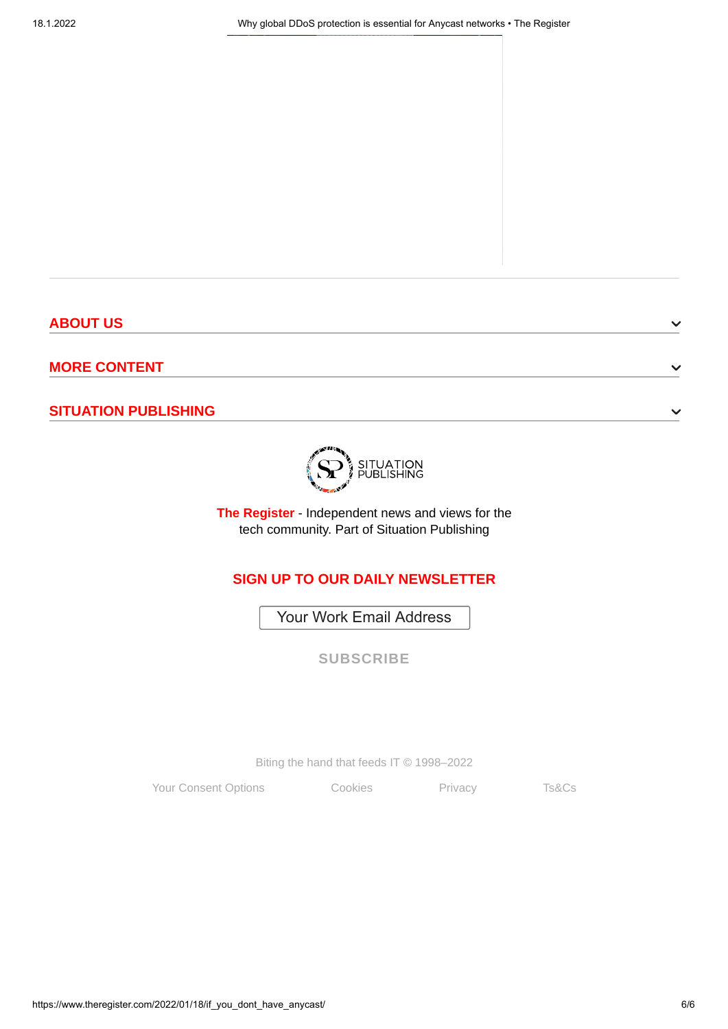ABOUT US

MORE CONTENT

SITUATION PUBLISHING

SITUATION PUBLISHING

**The Register** - Independent news and views for the tech community. Part of Situation Publishing

SIGN UP TO OUR DAILY NEWSLETTER

Your Work Email Address

SUBSCRIBE

Biting the hand that feeds IT © 1998–2022

Your Consent Options | Cookies | Privacy | Ts&Cs